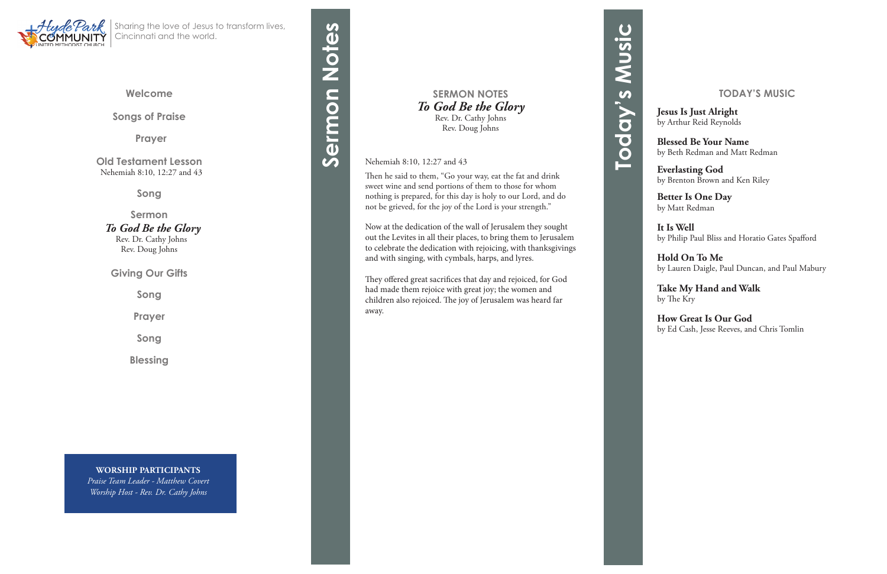Hyde Park Community United Methodist Church

Sharing the love of Jesus to transform lives, Cincinnati and the world.

**Welcome**

**Songs of Praise**

**Prayer**

**Old Testament Lesson**
Nehemiah 8:10, 12:27 and 43

**Song**

**Sermon**
***To God Be the Glory***
Rev. Dr. Cathy Johns
Rev. Doug Johns

**Giving Our Gifts**

**Song**

**Prayer**

**Song**

**Blessing**

**WORSHIP PARTICIPANTS**
*Praise Team Leader - Matthew Covert*
*Worship Host - Rev. Dr. Cathy Johns*

# Sermon Notes

## SERMON NOTES
***To God Be the Glory***
Rev. Dr. Cathy Johns
Rev. Doug Johns

Nehemiah 8:10, 12:27 and 43

Then he said to them, "Go your way, eat the fat and drink sweet wine and send portions of them to those for whom nothing is prepared, for this day is holy to our Lord, and do not be grieved, for the joy of the Lord is your strength."

Now at the dedication of the wall of Jerusalem they sought out the Levites in all their places, to bring them to Jerusalem to celebrate the dedication with rejoicing, with thanksgivings and with singing, with cymbals, harps, and lyres.

They offered great sacrifices that day and rejoiced, for God had made them rejoice with great joy; the women and children also rejoiced. The joy of Jerusalem was heard far away.

# Today's Music

## TODAY'S MUSIC

**Jesus Is Just Alright**
by Arthur Reid Reynolds

**Blessed Be Your Name**
by Beth Redman and Matt Redman

**Everlasting God**
by Brenton Brown and Ken Riley

**Better Is One Day**
by Matt Redman

**It Is Well**
by Philip Paul Bliss and Horatio Gates Spafford

**Hold On To Me**
by Lauren Daigle, Paul Duncan, and Paul Mabury

**Take My Hand and Walk**
by The Kry

**How Great Is Our God**
by Ed Cash, Jesse Reeves, and Chris Tomlin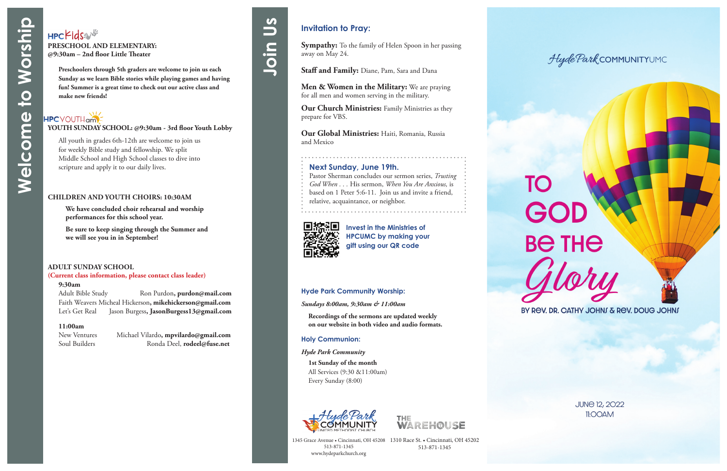# Welcome to Worship

HPC Kids

**PRESCHOOL AND ELEMENTARY:**
**@9:30am – 2nd floor Little Theater**

**Preschoolers through 5th graders are welcome to join us each Sunday as we learn Bible stories while playing games and having fun! Summer is a great time to check out our active class and make new friends!**

HPC YOUTH am

**YOUTH SUNDAY SCHOOL: @9:30am - 3rd floor Youth Lobby**

All youth in grades 6th-12th are welcome to join us for weekly Bible study and fellowship. We split Middle School and High School classes to dive into scripture and apply it to our daily lives.

**CHILDREN AND YOUTH CHOIRS: 10:30AM**

**We have concluded choir rehearsal and worship performances for this school year.**

**Be sure to keep singing through the Summer and we will see you in in September!**

**ADULT SUNDAY SCHOOL**
**(Current class information, please contact class leader)**

**9:30am**

Adult Bible Study — Ron Purdon, **purdon@mail.com**
Faith Weavers Micheal Hickerson, **mikehickerson@gmail.com**
Let's Get Real — Jason Burgess, **JasonBurgess13@gmail.com**

**11:00am**

New Ventures — Michael Vilardo, **mpvilardo@gmail.com**
Soul Builders — Ronda Deel, **rodeel@fuse.net**

# Join Us

## Invitation to Pray:

**Sympathy:** To the family of Helen Spoon in her passing away on May 24.

**Staff and Family:** Diane, Pam, Sara and Dana

**Men & Women in the Military:** We are praying for all men and women serving in the military.

**Our Church Ministries:** Family Ministries as they prepare for VBS.

**Our Global Ministries:** Haiti, Romania, Russia and Mexico

**Next Sunday, June 19th.**
Pastor Sherman concludes our sermon series, *Trusting God When . . .* His sermon, *When You Are Anxious,* is based on 1 Peter 5:6-11. Join us and invite a friend, relative, acquaintance, or neighbor.

**Invest in the Ministries of HPCUMC by making your gift using our QR code**

**Hyde Park Community Worship:**

*Sundays 8:00am, 9:30am & 11:00am*

**Recordings of the sermons are updated weekly on our website in both video and audio formats.**

**Holy Communion:**

*Hyde Park Community*

**1st Sunday of the month**
All Services (9:30 &11:00am)
Every Sunday (8:00)

Hyde Park COMMUNITY UNITED METHODIST CHURCH
1345 Grace Avenue • Cincinnati, OH 45208
513-871-1345
www.hydeparkchurch.org

THE WAREHOUSE
1310 Race St. • Cincinnati, OH 45202
513-871-1345

Hyde Park COMMUNITY UMC

# TO GOD BE THE Glory

BY REV. DR. CATHY JOHNS & REV. DOUG JOHNS

JUNE 12, 2022
11:00AM